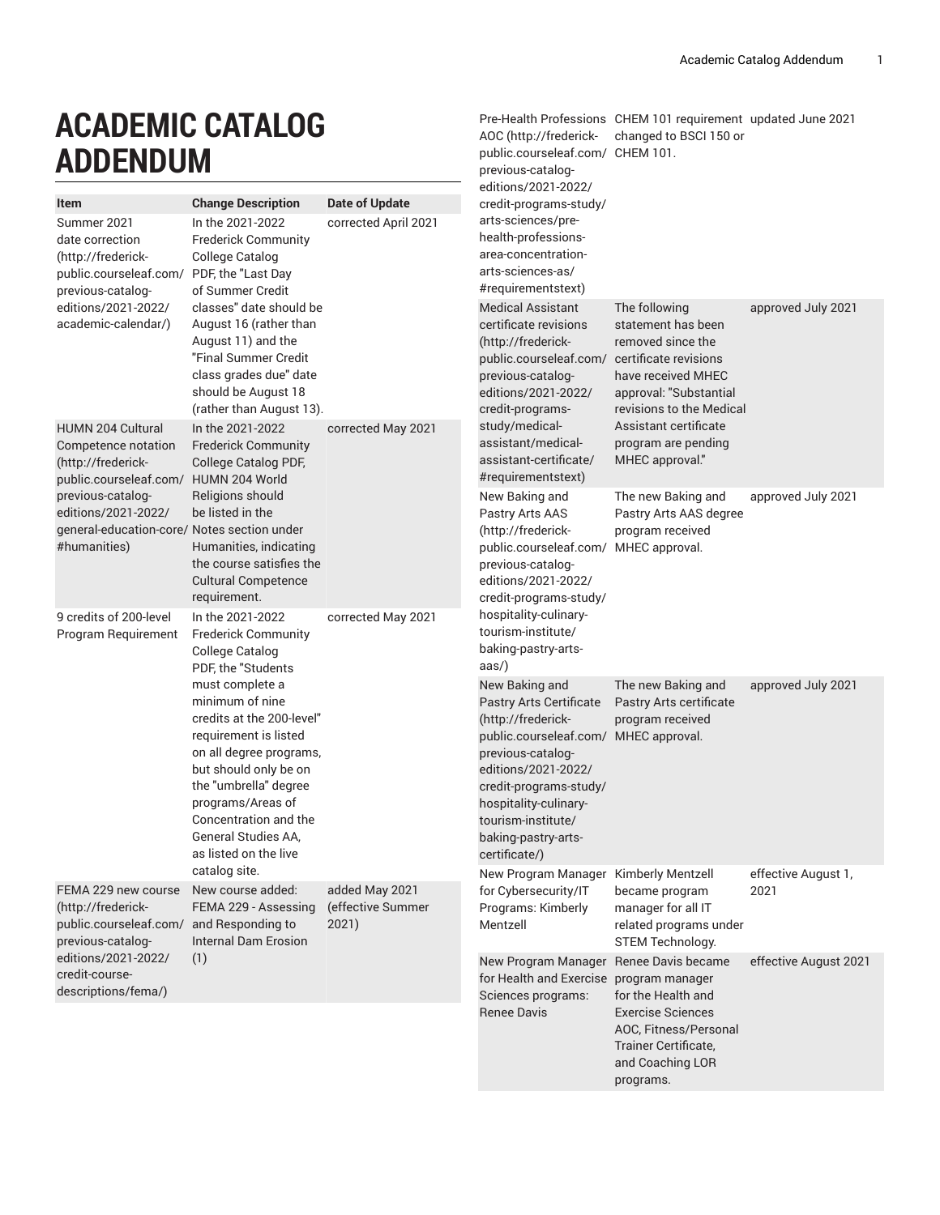# ACADEMIC CATALOG ADDENDUM

| Item | Change Description | Date of Update |
|---|---|---|
| Summer 2021 date correction (http://frederick-public.courseleaf.com/previous-catalog-editions/2021-2022/academic-calendar/) | In the 2021-2022 Frederick Community College Catalog PDF, the "Last Day of Summer Credit classes" date should be August 16 (rather than August 11) and the "Final Summer Credit class grades due" date should be August 18 (rather than August 13). | corrected April 2021 |
| HUMN 204 Cultural Competence notation (http://frederick-public.courseleaf.com/previous-catalog-editions/2021-2022/general-education-core/#humanities) | In the 2021-2022 Frederick Community College Catalog PDF, HUMN 204 World Religions should be listed in the Notes section under Humanities, indicating the course satisfies the Cultural Competence requirement. | corrected May 2021 |
| 9 credits of 200-level Program Requirement | In the 2021-2022 Frederick Community College Catalog PDF, the "Students must complete a minimum of nine credits at the 200-level" requirement is listed on all degree programs, but should only be on the "umbrella" degree programs/Areas of Concentration and the General Studies AA, as listed on the live catalog site. | corrected May 2021 |
| FEMA 229 new course (http://frederick-public.courseleaf.com/previous-catalog-editions/2021-2022/credit-course-descriptions/fema/) | New course added: FEMA 229 - Assessing and Responding to Internal Dam Erosion (1) | added May 2021 (effective Summer 2021) |
| Pre-Health Professions AOC (http://frederick-public.courseleaf.com/previous-catalog-editions/2021-2022/credit-programs-study/arts-sciences/pre-health-professions-area-concentration-arts-sciences-as/#requirementstext) | CHEM 101 requirement changed to BSCI 150 or CHEM 101. | updated June 2021 |
| Medical Assistant certificate revisions (http://frederick-public.courseleaf.com/previous-catalog-editions/2021-2022/credit-programs-study/medical-assistant/medical-assistant-certificate/#requirementstext) | The following statement has been removed since the certificate revisions have received MHEC approval: "Substantial revisions to the Medical Assistant certificate program are pending MHEC approval." | approved July 2021 |
| New Baking and Pastry Arts AAS (http://frederick-public.courseleaf.com/previous-catalog-editions/2021-2022/credit-programs-study/hospitality-culinary-tourism-institute/baking-pastry-arts-aas/) | The new Baking and Pastry Arts AAS degree program received MHEC approval. | approved July 2021 |
| New Baking and Pastry Arts Certificate (http://frederick-public.courseleaf.com/previous-catalog-editions/2021-2022/credit-programs-study/hospitality-culinary-tourism-institute/baking-pastry-arts-certificate/) | The new Baking and Pastry Arts certificate program received MHEC approval. | approved July 2021 |
| New Program Manager for Cybersecurity/IT Programs: Kimberly Mentzell | Kimberly Mentzell became program manager for all IT related programs under STEM Technology. | effective August 1, 2021 |
| New Program Manager for Health and Exercise Sciences programs: Renee Davis | Renee Davis became program manager for the Health and Exercise Sciences AOC, Fitness/Personal Trainer Certificate, and Coaching LOR programs. | effective August 2021 |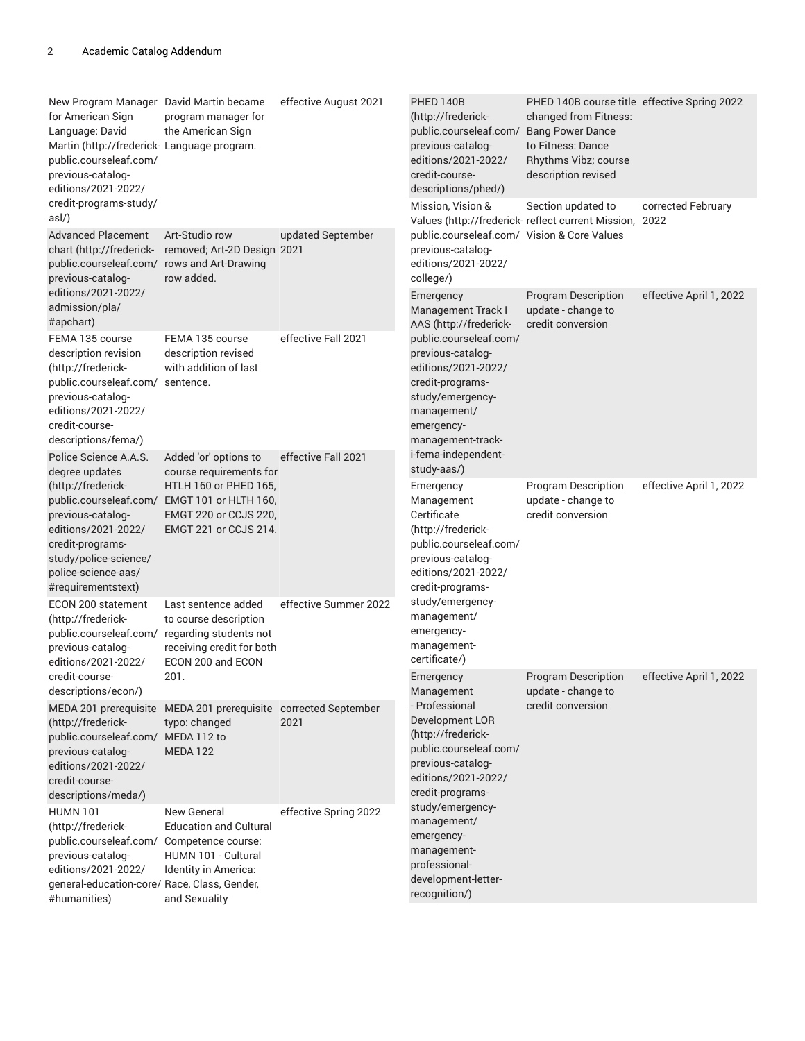| | | |
|---|---|---|
| New Program Manager for American Sign Language: David Martin (http://frederick-public.courseleaf.com/previous-catalog-editions/2021-2022/credit-programs-study/asl/) | David Martin became program manager for the American Sign Language program. | effective August 2021 |
| Advanced Placement chart (http://frederick-public.courseleaf.com/previous-catalog-editions/2021-2022/admission/pla/#apchart) | Art-Studio row removed; Art-2D Design rows and Art-Drawing row added. | updated September 2021 |
| FEMA 135 course description revision (http://frederick-public.courseleaf.com/previous-catalog-editions/2021-2022/credit-course-descriptions/fema/) | FEMA 135 course description revised with addition of last sentence. | effective Fall 2021 |
| Police Science A.A.S. degree updates (http://frederick-public.courseleaf.com/previous-catalog-editions/2021-2022/credit-programs-study/police-science/police-science-aas/#requirementstext) | Added 'or' options to course requirements for HTLH 160 or PHED 165, EMGT 101 or HLTH 160, EMGT 220 or CCJS 220, EMGT 221 or CCJS 214. | effective Fall 2021 |
| ECON 200 statement (http://frederick-public.courseleaf.com/previous-catalog-editions/2021-2022/credit-course-descriptions/econ/) | Last sentence added to course description regarding students not receiving credit for both ECON 200 and ECON 201. | effective Summer 2022 |
| MEDA 201 prerequisite (http://frederick-public.courseleaf.com/previous-catalog-editions/2021-2022/credit-course-descriptions/meda/) | MEDA 201 prerequisite typo: changed MEDA 112 to MEDA 122 | corrected September 2021 |
| HUMN 101 (http://frederick-public.courseleaf.com/previous-catalog-editions/2021-2022/general-education-core/#humanities) | New General Education and Cultural Competence course: HUMN 101 - Cultural Identity in America: Race, Class, Gender, and Sexuality | effective Spring 2022 |
| PHED 140B (http://frederick-public.courseleaf.com/previous-catalog-editions/2021-2022/credit-course-descriptions/phed/) | PHED 140B course title changed from Fitness: Bang Power Dance to Fitness: Dance Rhythms Vibz; course description revised | effective Spring 2022 |
| Mission, Vision & Values (http://frederick-public.courseleaf.com/previous-catalog-editions/2021-2022/college/) | Section updated to reflect current Mission, Vision & Core Values | corrected February 2022 |
| Emergency Management Track I AAS (http://frederick-public.courseleaf.com/previous-catalog-editions/2021-2022/credit-programs-study/emergency-management/emergency-management-track-i-fema-independent-study-aas/) | Program Description update - change to credit conversion | effective April 1, 2022 |
| Emergency Management Certificate (http://frederick-public.courseleaf.com/previous-catalog-editions/2021-2022/credit-programs-study/emergency-management/emergency-management-certificate/) | Program Description update - change to credit conversion | effective April 1, 2022 |
| Emergency Management - Professional Development LOR (http://frederick-public.courseleaf.com/previous-catalog-editions/2021-2022/credit-programs-study/emergency-management/emergency-management-professional-development-letter-recognition/) | Program Description update - change to credit conversion | effective April 1, 2022 |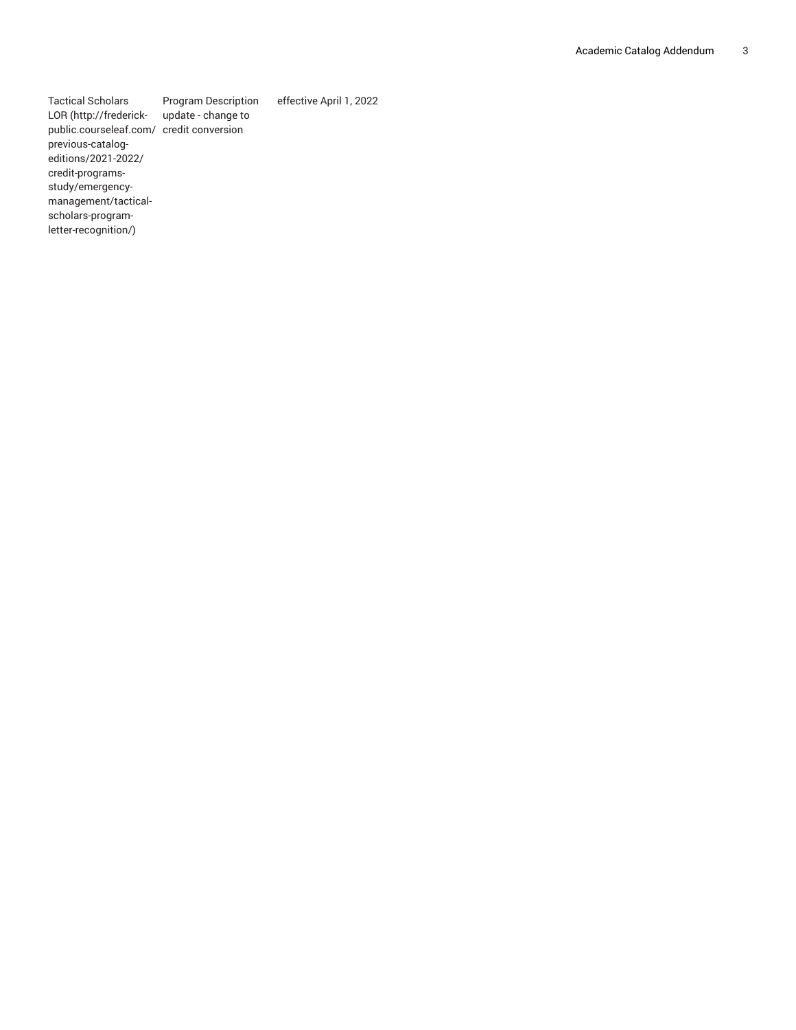| | | |
|---|---|---|
| Tactical Scholars LOR (http://frederick-public.courseleaf.com/previous-catalog-editions/2021-2022/credit-programs-study/emergency-management/tactical-scholars-program-letter-recognition/) | Program Description update - change to credit conversion | effective April 1, 2022 |